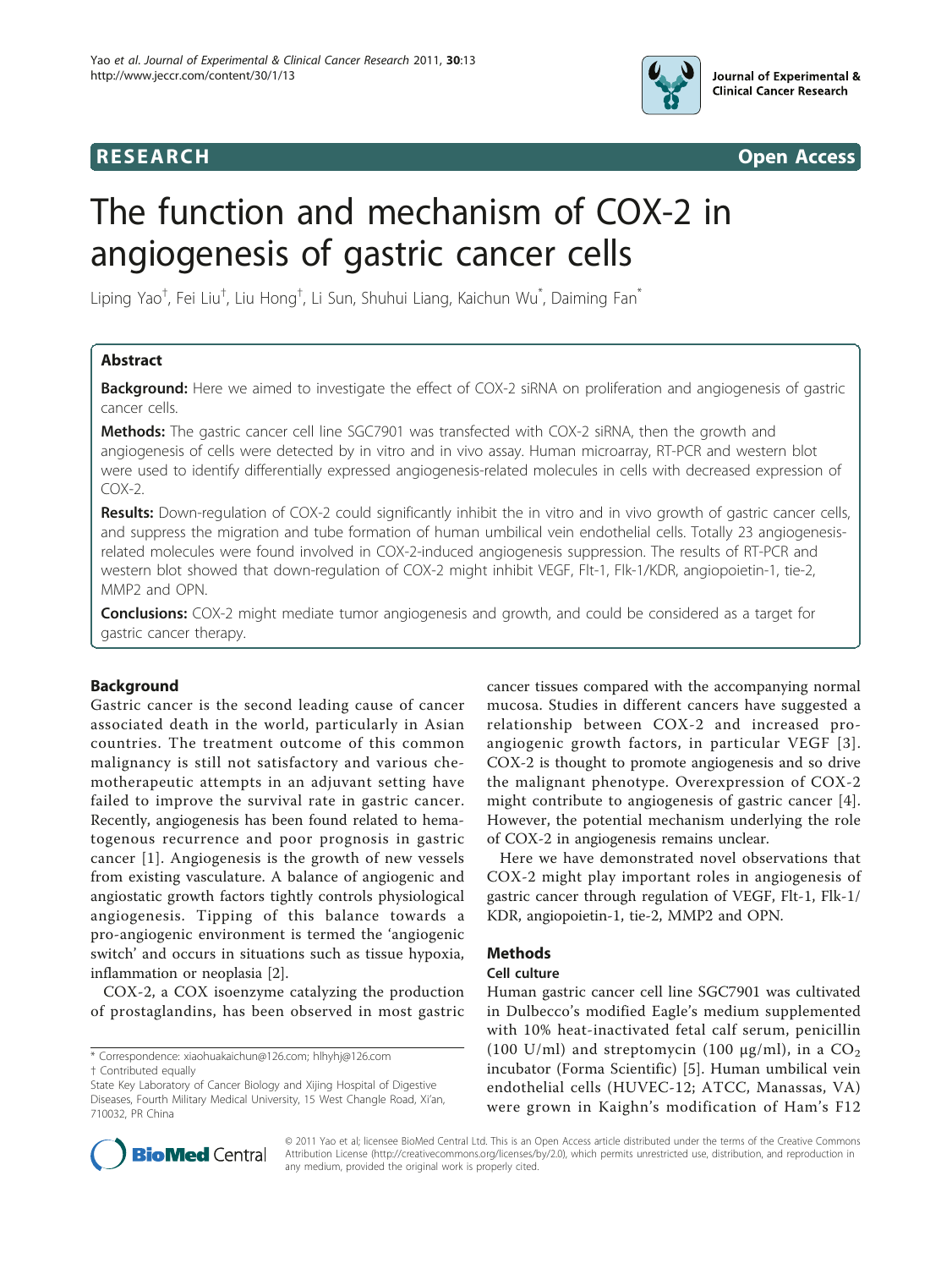RESEARCH Open Access

# The function and mechanism of COX-2 in angiogenesis of gastric cancer cells

Liping Yao[†], Fei Liu[†], Liu Hong[†], Li Sun, Shuhui Liang, Kaichun Wu[*], Daiming Fan[*]

## Abstract

**Background:** Here we aimed to investigate the effect of COX-2 siRNA on proliferation and angiogenesis of gastric cancer cells.

**Methods:** The gastric cancer cell line SGC7901 was transfected with COX-2 siRNA, then the growth and angiogenesis of cells were detected by in vitro and in vivo assay. Human microarray, RT-PCR and western blot were used to identify differentially expressed angiogenesis-related molecules in cells with decreased expression of COX-2.

**Results:** Down-regulation of COX-2 could significantly inhibit the in vitro and in vivo growth of gastric cancer cells, and suppress the migration and tube formation of human umbilical vein endothelial cells. Totally 23 angiogenesis-related molecules were found involved in COX-2-induced angiogenesis suppression. The results of RT-PCR and western blot showed that down-regulation of COX-2 might inhibit VEGF, Flt-1, Flk-1/KDR, angiopoietin-1, tie-2, MMP2 and OPN.

**Conclusions:** COX-2 might mediate tumor angiogenesis and growth, and could be considered as a target for gastric cancer therapy.

## Background

Gastric cancer is the second leading cause of cancer associated death in the world, particularly in Asian countries. The treatment outcome of this common malignancy is still not satisfactory and various chemotherapeutic attempts in an adjuvant setting have failed to improve the survival rate in gastric cancer. Recently, angiogenesis has been found related to hematogenous recurrence and poor prognosis in gastric cancer [1]. Angiogenesis is the growth of new vessels from existing vasculature. A balance of angiogenic and angiostatic growth factors tightly controls physiological angiogenesis. Tipping of this balance towards a pro-angiogenic environment is termed the 'angiogenic switch' and occurs in situations such as tissue hypoxia, inflammation or neoplasia [2].

COX-2, a COX isoenzyme catalyzing the production of prostaglandins, has been observed in most gastric cancer tissues compared with the accompanying normal mucosa. Studies in different cancers have suggested a relationship between COX-2 and increased pro-angiogenic growth factors, in particular VEGF [3]. COX-2 is thought to promote angiogenesis and so drive the malignant phenotype. Overexpression of COX-2 might contribute to angiogenesis of gastric cancer [4]. However, the potential mechanism underlying the role of COX-2 in angiogenesis remains unclear.

Here we have demonstrated novel observations that COX-2 might play important roles in angiogenesis of gastric cancer through regulation of VEGF, Flt-1, Flk-1/KDR, angiopoietin-1, tie-2, MMP2 and OPN.

## Methods

### Cell culture

Human gastric cancer cell line SGC7901 was cultivated in Dulbecco's modified Eagle's medium supplemented with 10% heat-inactivated fetal calf serum, penicillin (100 U/ml) and streptomycin (100 μg/ml), in a $CO_2$ incubator (Forma Scientific) [5]. Human umbilical vein endothelial cells (HUVEC-12; ATCC, Manassas, VA) were grown in Kaighn's modification of Ham's F12

\* Correspondence: xiaohuakaichun@126.com; hlhyhj@126.com
† Contributed equally
State Key Laboratory of Cancer Biology and Xijing Hospital of Digestive Diseases, Fourth Military Medical University, 15 West Changle Road, Xi'an, 710032, PR China

© 2011 Yao et al; licensee BioMed Central Ltd. This is an Open Access article distributed under the terms of the Creative Commons Attribution License (http://creativecommons.org/licenses/by/2.0), which permits unrestricted use, distribution, and reproduction in any medium, provided the original work is properly cited.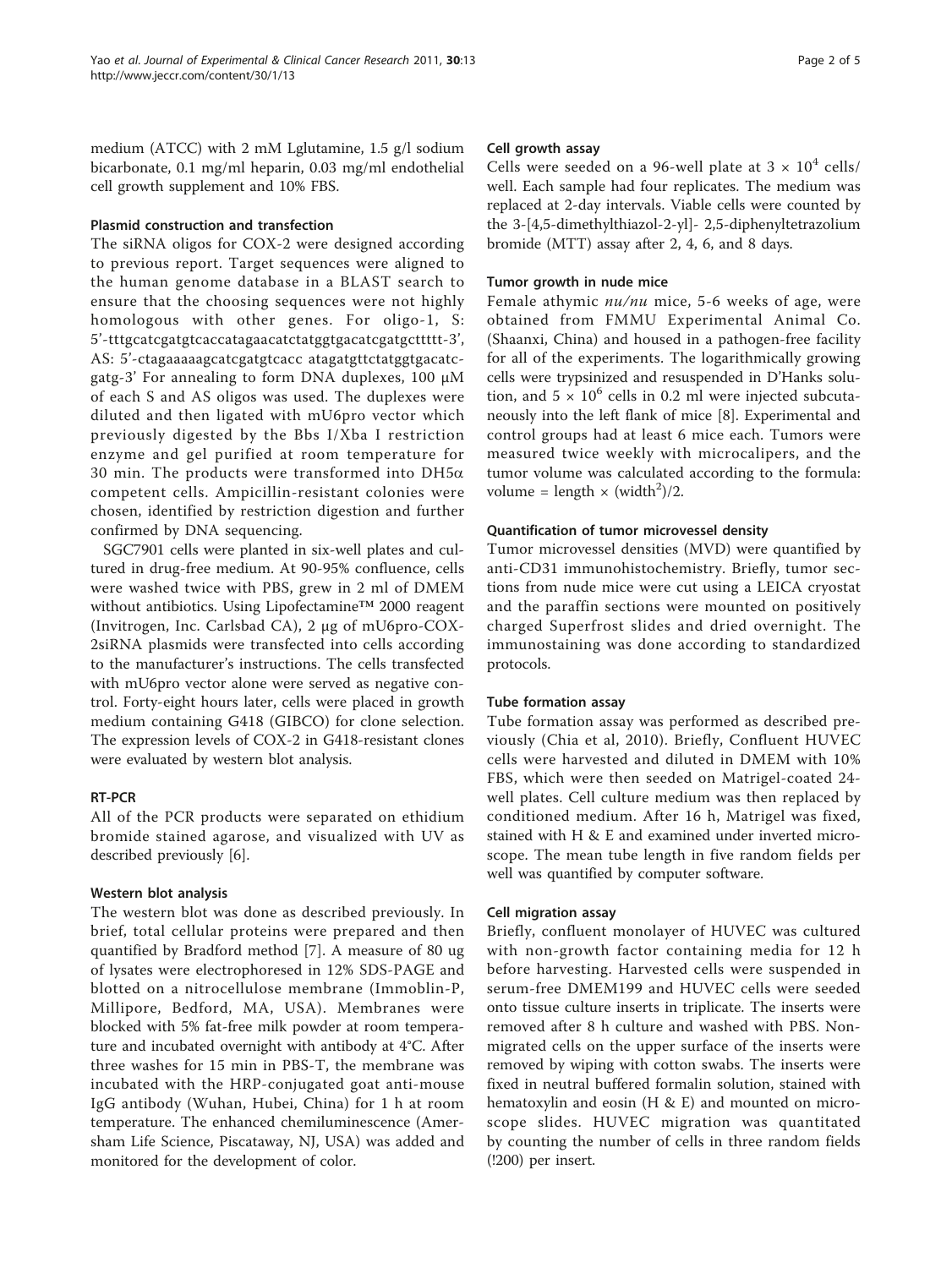medium (ATCC) with 2 mM Lglutamine, 1.5 g/l sodium bicarbonate, 0.1 mg/ml heparin, 0.03 mg/ml endothelial cell growth supplement and 10% FBS.

### Plasmid construction and transfection

The siRNA oligos for COX-2 were designed according to previous report. Target sequences were aligned to the human genome database in a BLAST search to ensure that the choosing sequences were not highly homologous with other genes. For oligo-1, S: 5'-tttgcatcgatgtcaccatagaacatctatggtgacatcgatgcttttt-3', AS: 5'-ctagaaaaagcatcgatgtcacc atagatgttctatggtgacatcgatg-3' For annealing to form DNA duplexes, 100 μM of each S and AS oligos was used. The duplexes were diluted and then ligated with mU6pro vector which previously digested by the Bbs I/Xba I restriction enzyme and gel purified at room temperature for 30 min. The products were transformed into DH5α competent cells. Ampicillin-resistant colonies were chosen, identified by restriction digestion and further confirmed by DNA sequencing.

SGC7901 cells were planted in six-well plates and cultured in drug-free medium. At 90-95% confluence, cells were washed twice with PBS, grew in 2 ml of DMEM without antibiotics. Using Lipofectamine™ 2000 reagent (Invitrogen, Inc. Carlsbad CA), 2 μg of mU6pro-COX-2siRNA plasmids were transfected into cells according to the manufacturer's instructions. The cells transfected with mU6pro vector alone were served as negative control. Forty-eight hours later, cells were placed in growth medium containing G418 (GIBCO) for clone selection. The expression levels of COX-2 in G418-resistant clones were evaluated by western blot analysis.

### RT-PCR

All of the PCR products were separated on ethidium bromide stained agarose, and visualized with UV as described previously [6].

### Western blot analysis

The western blot was done as described previously. In brief, total cellular proteins were prepared and then quantified by Bradford method [7]. A measure of 80 ug of lysates were electrophoresed in 12% SDS-PAGE and blotted on a nitrocellulose membrane (Immoblin-P, Millipore, Bedford, MA, USA). Membranes were blocked with 5% fat-free milk powder at room temperature and incubated overnight with antibody at 4°C. After three washes for 15 min in PBS-T, the membrane was incubated with the HRP-conjugated goat anti-mouse IgG antibody (Wuhan, Hubei, China) for 1 h at room temperature. The enhanced chemiluminescence (Amersham Life Science, Piscataway, NJ, USA) was added and monitored for the development of color.

### Cell growth assay

Cells were seeded on a 96-well plate at $3 \times 10^4$ cells/well. Each sample had four replicates. The medium was replaced at 2-day intervals. Viable cells were counted by the 3-[4,5-dimethylthiazol-2-yl]- 2,5-diphenyltetrazolium bromide (MTT) assay after 2, 4, 6, and 8 days.

### Tumor growth in nude mice

Female athymic *nu/nu* mice, 5-6 weeks of age, were obtained from FMMU Experimental Animal Co. (Shaanxi, China) and housed in a pathogen-free facility for all of the experiments. The logarithmically growing cells were trypsinized and resuspended in D'Hanks solution, and $5 \times 10^6$ cells in 0.2 ml were injected subcutaneously into the left flank of mice [8]. Experimental and control groups had at least 6 mice each. Tumors were measured twice weekly with microcalipers, and the tumor volume was calculated according to the formula: volume = length × (width$^2$)/2.

### Quantification of tumor microvessel density

Tumor microvessel densities (MVD) were quantified by anti-CD31 immunohistochemistry. Briefly, tumor sections from nude mice were cut using a LEICA cryostat and the paraffin sections were mounted on positively charged Superfrost slides and dried overnight. The immunostaining was done according to standardized protocols.

### Tube formation assay

Tube formation assay was performed as described previously (Chia et al, 2010). Briefly, Confluent HUVEC cells were harvested and diluted in DMEM with 10% FBS, which were then seeded on Matrigel-coated 24-well plates. Cell culture medium was then replaced by conditioned medium. After 16 h, Matrigel was fixed, stained with H & E and examined under inverted microscope. The mean tube length in five random fields per well was quantified by computer software.

### Cell migration assay

Briefly, confluent monolayer of HUVEC was cultured with non-growth factor containing media for 12 h before harvesting. Harvested cells were suspended in serum-free DMEM199 and HUVEC cells were seeded onto tissue culture inserts in triplicate. The inserts were removed after 8 h culture and washed with PBS. Non-migrated cells on the upper surface of the inserts were removed by wiping with cotton swabs. The inserts were fixed in neutral buffered formalin solution, stained with hematoxylin and eosin (H & E) and mounted on microscope slides. HUVEC migration was quantitated by counting the number of cells in three random fields (!200) per insert.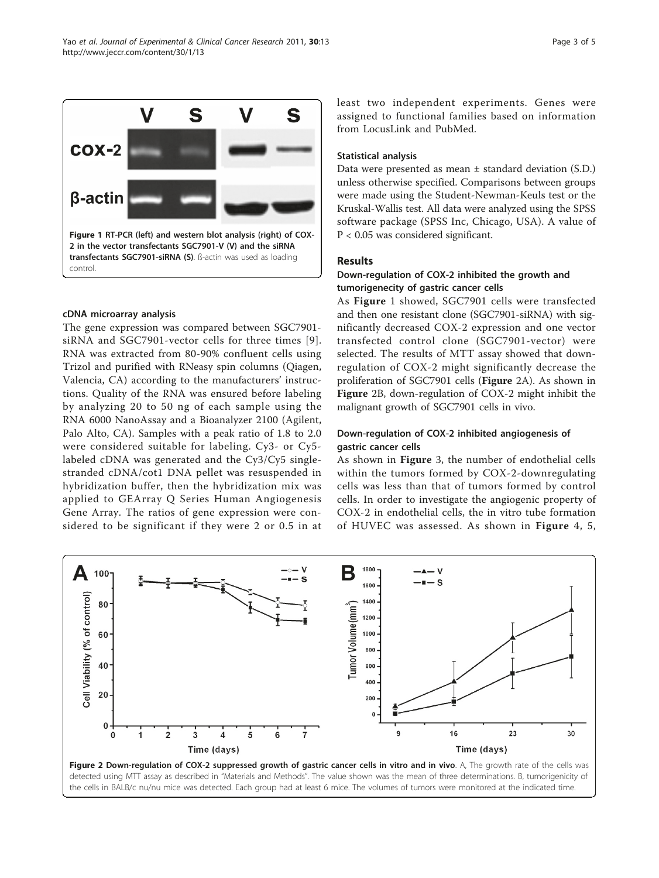Figure 1 RT-PCR (left) and western blot analysis (right) of COX-2 in the vector transfectants SGC7901-V (V) and the siRNA transfectants SGC7901-siRNA (S). ß-actin was used as loading control.

#### cDNA microarray analysis

The gene expression was compared between SGC7901-siRNA and SGC7901-vector cells for three times [9]. RNA was extracted from 80-90% confluent cells using Trizol and purified with RNeasy spin columns (Qiagen, Valencia, CA) according to the manufacturers' instructions. Quality of the RNA was ensured before labeling by analyzing 20 to 50 ng of each sample using the RNA 6000 NanoAssay and a Bioanalyzer 2100 (Agilent, Palo Alto, CA). Samples with a peak ratio of 1.8 to 2.0 were considered suitable for labeling. Cy3- or Cy5-labeled cDNA was generated and the Cy3/Cy5 single-stranded cDNA/cot1 DNA pellet was resuspended in hybridization buffer, then the hybridization mix was applied to GEArray Q Series Human Angiogenesis Gene Array. The ratios of gene expression were considered to be significant if they were 2 or 0.5 in at least two independent experiments. Genes were assigned to functional families based on information from LocusLink and PubMed.

#### Statistical analysis

Data were presented as mean ± standard deviation (S.D.) unless otherwise specified. Comparisons between groups were made using the Student-Newman-Keuls test or the Kruskal-Wallis test. All data were analyzed using the SPSS software package (SPSS Inc, Chicago, USA). A value of $P < 0.05$ was considered significant.

## Results

### Down-regulation of COX-2 inhibited the growth and tumorigenecity of gastric cancer cells

As **Figure** 1 showed, SGC7901 cells were transfected and then one resistant clone (SGC7901-siRNA) with significantly decreased COX-2 expression and one vector transfected control clone (SGC7901-vector) were selected. The results of MTT assay showed that down-regulation of COX-2 might significantly decrease the proliferation of SGC7901 cells (**Figure** 2A). As shown in **Figure** 2B, down-regulation of COX-2 might inhibit the malignant growth of SGC7901 cells in vivo.

### Down-regulation of COX-2 inhibited angiogenesis of gastric cancer cells

As shown in **Figure** 3, the number of endothelial cells within the tumors formed by COX-2-downregulating cells was less than that of tumors formed by control cells. In order to investigate the angiogenic property of COX-2 in endothelial cells, the in vitro tube formation of HUVEC was assessed. As shown in **Figure** 4, 5,

Figure 2 Down-regulation of COX-2 suppressed growth of gastric cancer cells in vitro and in vivo. A, The growth rate of the cells was detected using MTT assay as described in "Materials and Methods". The value shown was the mean of three determinations. B, tumorigenicity of the cells in BALB/c nu/nu mice was detected. Each group had at least 6 mice. The volumes of tumors were monitored at the indicated time.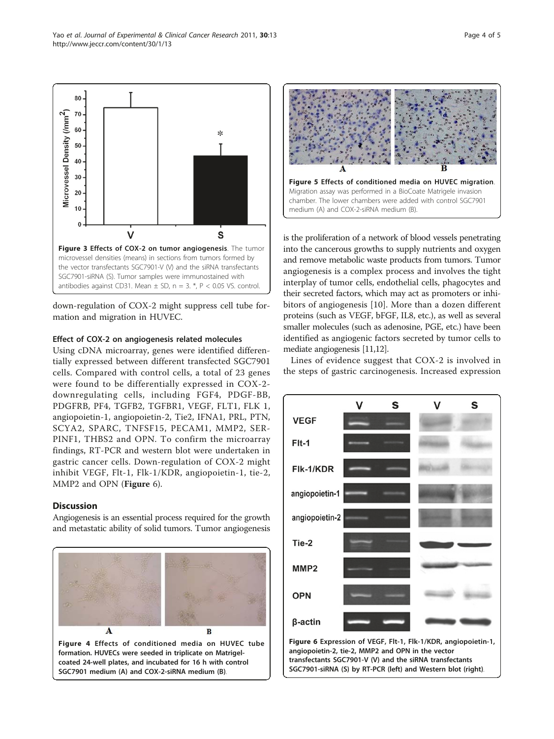Figure 3 Effects of COX-2 on tumor angiogenesis. The tumor microvessel densities (means) in sections from tumors formed by the vector transfectants SGC7901-V (V) and the siRNA transfectants SGC7901-siRNA (S). Tumor samples were immunostained with antibodies against CD31. Mean ± SD, n = 3. *, $P < 0.05$ VS. control.

down-regulation of COX-2 might suppress cell tube formation and migration in HUVEC.

### Effect of COX-2 on angiogenesis related molecules

Using cDNA microarray, genes were identified differentially expressed between different transfected SGC7901 cells. Compared with control cells, a total of 23 genes were found to be differentially expressed in COX-2-downregulating cells, including FGF4, PDGF-BB, PDGFRB, PF4, TGFB2, TGFBR1, VEGF, FLT1, FLK 1, angiopoietin-1, angiopoietin-2, Tie2, IFNA1, PRL, PTN, SCYA2, SPARC, TNFSF15, PECAM1, MMP2, SERPINF1, THBS2 and OPN. To confirm the microarray findings, RT-PCR and western blot were undertaken in gastric cancer cells. Down-regulation of COX-2 might inhibit VEGF, Flt-1, Flk-1/KDR, angiopoietin-1, tie-2, MMP2 and OPN (**Figure** 6).

## Discussion

Angiogenesis is an essential process required for the growth and metastatic ability of solid tumors. Tumor angiogenesis is the proliferation of a network of blood vessels penetrating into the cancerous growths to supply nutrients and oxygen and remove metabolic waste products from tumors. Tumor angiogenesis is a complex process and involves the tight interplay of tumor cells, endothelial cells, phagocytes and their secreted factors, which may act as promoters or inhibitors of angiogenesis [10]. More than a dozen different proteins (such as VEGF, bFGF, IL8, etc.), as well as several smaller molecules (such as adenosine, PGE, etc.) have been identified as angiogenic factors secreted by tumor cells to mediate angiogenesis [11,12].

Lines of evidence suggest that COX-2 is involved in the steps of gastric carcinogenesis. Increased expression

Figure 4 Effects of conditioned media on HUVEC tube formation. HUVECs were seeded in triplicate on Matrigel-coated 24-well plates, and incubated for 16 h with control SGC7901 medium (A) and COX-2-siRNA medium (B).

Figure 5 Effects of conditioned media on HUVEC migration. Migration assay was performed in a BioCoate Matrigele invasion chamber. The lower chambers were added with control SGC7901 medium (A) and COX-2-siRNA medium (B).

Figure 6 Expression of VEGF, Flt-1, Flk-1/KDR, angiopoietin-1, angiopoietin-2, tie-2, MMP2 and OPN in the vector transfectants SGC7901-V (V) and the siRNA transfectants SGC7901-siRNA (S) by RT-PCR (left) and Western blot (right).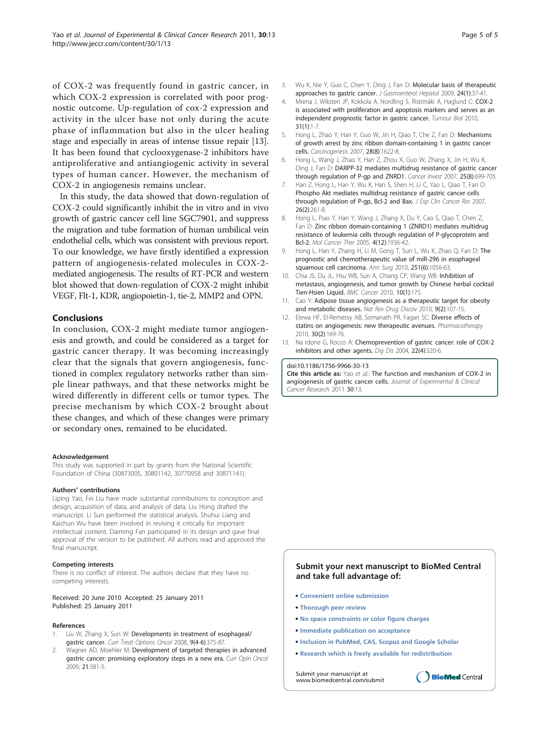of COX-2 was frequently found in gastric cancer, in which COX-2 expression is correlated with poor prognostic outcome. Up-regulation of cox-2 expression and activity in the ulcer base not only during the acute phase of inflammation but also in the ulcer healing stage and especially in areas of intense tissue repair [13]. It has been found that cyclooxygenase-2 inhibitors have antiproliferative and antiangiogenic activity in several types of human cancer. However, the mechanism of COX-2 in angiogenesis remains unclear.

In this study, the data showed that down-regulation of COX-2 could significantly inhibit the in vitro and in vivo growth of gastric cancer cell line SGC7901, and suppress the migration and tube formation of human umbilical vein endothelial cells, which was consistent with previous report. To our knowledge, we have firstly identified a expression pattern of angiogenesis-related molecules in COX-2-mediated angiogenesis. The results of RT-PCR and western blot showed that down-regulation of COX-2 might inhibit VEGF, Flt-1, KDR, angiopoietin-1, tie-2, MMP2 and OPN.

## Conclusions

In conclusion, COX-2 might mediate tumor angiogenesis and growth, and could be considered as a target for gastric cancer therapy. It was becoming increasingly clear that the signals that govern angiogenesis, functioned in complex regulatory networks rather than simple linear pathways, and that these networks might be wired differently in different cells or tumor types. The precise mechanism by which COX-2 brought about these changes, and which of these changes were primary or secondary ones, remained to be elucidated.

#### Acknowledgement

This study was supported in part by grants from the National Scientific Foundation of China (30873005, 30801142, 30770958 and 30871141).

#### Authors' contributions

Liping Yao, Fei Liu have made substantial contributions to conception and design, acquisition of data, and analysis of data. Liu Hong drafted the manuscript. Li Sun performed the statistical analysis. Shuhui Liang and Kaichun Wu have been involved in revising it critically for important intellectual content. Daiming Fan participated in its design and gave final approval of the version to be published. All authors read and approved the final manuscript.

#### Competing interests

There is no conflict of interest. The authors declare that they have no competing interests.

Received: 20 June 2010 Accepted: 25 January 2011
Published: 25 January 2011

#### References

1. Liu W, Zhang X, Sun W: **Developments in treatment of esophageal/gastric cancer.** *Curr Treat Options Oncol* 2008, **9(4-6)**:375-87.
2. Wagner AD, Moehler M: **Development of targeted therapies in advanced gastric cancer: promising exploratory steps in a new era.** *Curr Opin Oncol* 2009, **21**:381-5.
3. Wu K, Nie Y, Guo C, Chen Y, Ding J, Fan D: **Molecular basis of therapeutic approaches to gastric cancer.** *J Gastroenterol Hepatol* 2009, **24(1)**:37-41.
4. Mrena J, Wiksten JP, Kokkola A, Nordling S, Ristimäki A, Haglund C: **COX-2 is associated with proliferation and apoptosis markers and serves as an independent prognostic factor in gastric cancer.** *Tumour Biol* 2010, **31(1)**:1-7.
5. Hong L, Zhao Y, Han Y, Guo W, Jin H, Qiao T, Che Z, Fan D: **Mechanisms of growth arrest by zinc ribbon domain-containing 1 in gastric cancer cells.** *Carcinogenesis* 2007, **28(8)**:1622-8.
6. Hong L, Wang J, Zhao Y, Han Z, Zhou X, Guo W, Zhang X, Jin H, Wu K, Ding J, Fan D: **DARPP-32 mediates multidrug resistance of gastric cancer through regulation of P-gp and ZNRD1.** *Cancer Invest* 2007, **25(8)**:699-705.
7. Han Z, Hong L, Han Y, Wu K, Han S, Shen H, Li C, Yao L, Qiao T, Fan D: **Phospho Akt mediates multidrug resistance of gastric cancer cells through regulation of P-gp, Bcl-2 and Bax.** *J Exp Clin Cancer Res* 2007, **26(2)**:261-8.
8. Hong L, Piao Y, Han Y, Wang J, Zhang X, Du Y, Cao S, Qiao T, Chen Z, Fan D: **Zinc ribbon domain-containing 1 (ZNRD1) mediates multidrug resistance of leukemia cells through regulation of P-glycoprotein and Bcl-2.** *Mol Cancer Ther* 2005, **4(12)**:1936-42.
9. Hong L, Han Y, Zhang H, Li M, Gong T, Sun L, Wu K, Zhao Q, Fan D: **The prognostic and chemotherapeutic value of miR-296 in esophageal squamous cell carcinoma.** *Ann Surg* 2010, **251(6)**:1056-63.
10. Chia JS, Du JL, Hsu WB, Sun A, Chiang CP, Wang WB: **Inhibition of metastasis, angiogenesis, and tumor growth by Chinese herbal cocktail Tien-Hsien Liquid.** *BMC Cancer* 2010, **10(1)**:175.
11. Cao Y: **Adipose tissue angiogenesis as a therapeutic target for obesity and metabolic diseases.** *Nat Rev Drug Discov* 2010, **9(2)**:107-15.
12. Elewa HF, El-Remessy AB, Somanath PR, Fagan SC: **Diverse effects of statins on angiogenesis: new therapeutic avenues.** *Pharmacotherapy* 2010, **30(2)**:169-76.
13. Na rdone G, Rocco A: **Chemoprevention of gastric cancer: role of COX-2 inhibitors and other agents.** *Dig Dis* 2004, **22(4)**:320-6.

doi:10.1186/1756-9966-30-13

**Cite this article as:** Yao *et al.*: The function and mechanism of COX-2 in angiogenesis of gastric cancer cells. *Journal of Experimental & Clinical Cancer Research* 2011 **30**:13.

**Submit your next manuscript to BioMed Central and take full advantage of:**

- **Convenient online submission**
- **Thorough peer review**
- **No space constraints or color figure charges**
- **Immediate publication on acceptance**
- **Inclusion in PubMed, CAS, Scopus and Google Scholar**
- **Research which is freely available for redistribution**

Submit your manuscript at
www.biomedcentral.com/submit

BioMed Central